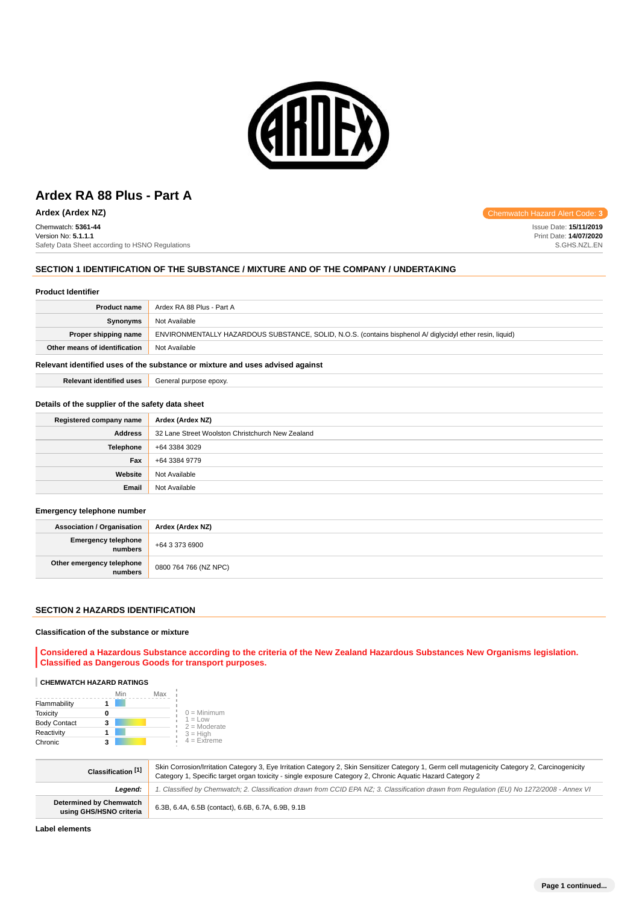# Ardex RA 88 Plus - Part A

**Ardex (Ardex NZ)**

Chemwatch Hazard Alert Code: **3**

Chemwatch: **5361-44**
Version No: **5.1.1.1**
Safety Data Sheet according to HSNO Regulations

Issue Date: **15/11/2019**
Print Date: **14/07/2020**
S.GHS.NZL.EN

## SECTION 1 IDENTIFICATION OF THE SUBSTANCE / MIXTURE AND OF THE COMPANY / UNDERTAKING

### Product Identifier

| | |
|---|---|
| **Product name** | Ardex RA 88 Plus - Part A |
| **Synonyms** | Not Available |
| **Proper shipping name** | ENVIRONMENTALLY HAZARDOUS SUBSTANCE, SOLID, N.O.S. (contains bisphenol A/ diglycidyl ether resin, liquid) |
| **Other means of identification** | Not Available |

### Relevant identified uses of the substance or mixture and uses advised against

| | |
|---|---|
| **Relevant identified uses** | General purpose epoxy. |

### Details of the supplier of the safety data sheet

| | |
|---|---|
| **Registered company name** | **Ardex (Ardex NZ)** |
| **Address** | 32 Lane Street Woolston Christchurch New Zealand |
| **Telephone** | +64 3384 3029 |
| **Fax** | +64 3384 9779 |
| **Website** | Not Available |
| **Email** | Not Available |

### Emergency telephone number

| | |
|---|---|
| **Association / Organisation** | **Ardex (Ardex NZ)** |
| **Emergency telephone numbers** | +64 3 373 6900 |
| **Other emergency telephone numbers** | 0800 764 766 (NZ NPC) |

## SECTION 2 HAZARDS IDENTIFICATION

### Classification of the substance or mixture

**Considered a Hazardous Substance according to the criteria of the New Zealand Hazardous Substances New Organisms legislation. Classified as Dangerous Goods for transport purposes.**

**CHEMWATCH HAZARD RATINGS**

| | | |
|---|---|---|
| Flammability | 1 | |
| Toxicity | 0 | |
| Body Contact | 3 | |
| Reactivity | 1 | |
| Chronic | 3 | |

0 = Minimum
1 = Low
2 = Moderate
3 = High
4 = Extreme

| | |
|---|---|
| **Classification [1]** | Skin Corrosion/Irritation Category 3, Eye Irritation Category 2, Skin Sensitizer Category 1, Germ cell mutagenicity Category 2, Carcinogenicity Category 1, Specific target organ toxicity - single exposure Category 2, Chronic Aquatic Hazard Category 2 |
| ***Legend:*** | *1. Classified by Chemwatch; 2. Classification drawn from CCID EPA NZ; 3. Classification drawn from Regulation (EU) No 1272/2008 - Annex VI* |
| **Determined by Chemwatch using GHS/HSNO criteria** | 6.3B, 6.4A, 6.5B (contact), 6.6B, 6.7A, 6.9B, 9.1B |

### Label elements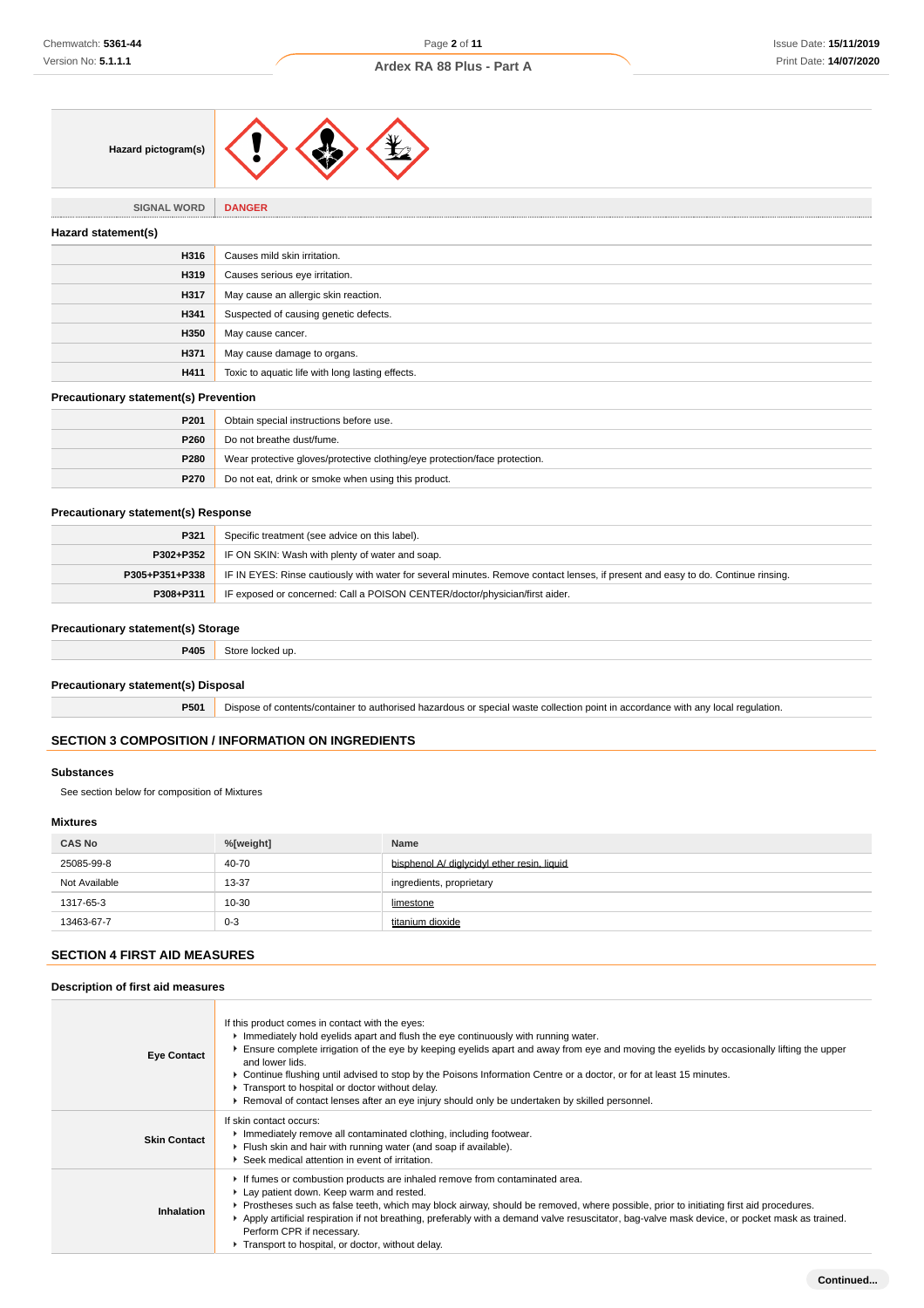| | |
|---|---|
| **Hazard pictogram(s)** | |
| SIGNAL WORD | **DANGER** |

### Hazard statement(s)

| | |
|---|---|
| **H316** | Causes mild skin irritation. |
| **H319** | Causes serious eye irritation. |
| **H317** | May cause an allergic skin reaction. |
| **H341** | Suspected of causing genetic defects. |
| **H350** | May cause cancer. |
| **H371** | May cause damage to organs. |
| **H411** | Toxic to aquatic life with long lasting effects. |

### Precautionary statement(s) Prevention

| | |
|---|---|
| **P201** | Obtain special instructions before use. |
| **P260** | Do not breathe dust/fume. |
| **P280** | Wear protective gloves/protective clothing/eye protection/face protection. |
| **P270** | Do not eat, drink or smoke when using this product. |

### Precautionary statement(s) Response

| | |
|---|---|
| **P321** | Specific treatment (see advice on this label). |
| **P302+P352** | IF ON SKIN: Wash with plenty of water and soap. |
| **P305+P351+P338** | IF IN EYES: Rinse cautiously with water for several minutes. Remove contact lenses, if present and easy to do. Continue rinsing. |
| **P308+P311** | IF exposed or concerned: Call a POISON CENTER/doctor/physician/first aider. |

### Precautionary statement(s) Storage

| | |
|---|---|
| **P405** | Store locked up. |

### Precautionary statement(s) Disposal

| | |
|---|---|
| **P501** | Dispose of contents/container to authorised hazardous or special waste collection point in accordance with any local regulation. |

## SECTION 3 COMPOSITION / INFORMATION ON INGREDIENTS

### Substances

See section below for composition of Mixtures

### Mixtures

| CAS No | %[weight] | Name |
|---|---|---|
| 25085-99-8 | 40-70 | bisphenol A/ diglycidyl ether resin, liquid |
| Not Available | 13-37 | ingredients, proprietary |
| 1317-65-3 | 10-30 | limestone |
| 13463-67-7 | 0-3 | titanium dioxide |

## SECTION 4 FIRST AID MEASURES

### Description of first aid measures

| | |
|---|---|
| **Eye Contact** | If this product comes in contact with the eyes:<br>▸ Immediately hold eyelids apart and flush the eye continuously with running water.<br>▸ Ensure complete irrigation of the eye by keeping eyelids apart and away from eye and moving the eyelids by occasionally lifting the upper and lower lids.<br>▸ Continue flushing until advised to stop by the Poisons Information Centre or a doctor, or for at least 15 minutes.<br>▸ Transport to hospital or doctor without delay.<br>▸ Removal of contact lenses after an eye injury should only be undertaken by skilled personnel. |
| **Skin Contact** | If skin contact occurs:<br>▸ Immediately remove all contaminated clothing, including footwear.<br>▸ Flush skin and hair with running water (and soap if available).<br>▸ Seek medical attention in event of irritation. |
| **Inhalation** | ▸ If fumes or combustion products are inhaled remove from contaminated area.<br>▸ Lay patient down. Keep warm and rested.<br>▸ Prostheses such as false teeth, which may block airway, should be removed, where possible, prior to initiating first aid procedures.<br>▸ Apply artificial respiration if not breathing, preferably with a demand valve resuscitator, bag-valve mask device, or pocket mask as trained. Perform CPR if necessary.<br>▸ Transport to hospital, or doctor, without delay. |

**Continued...**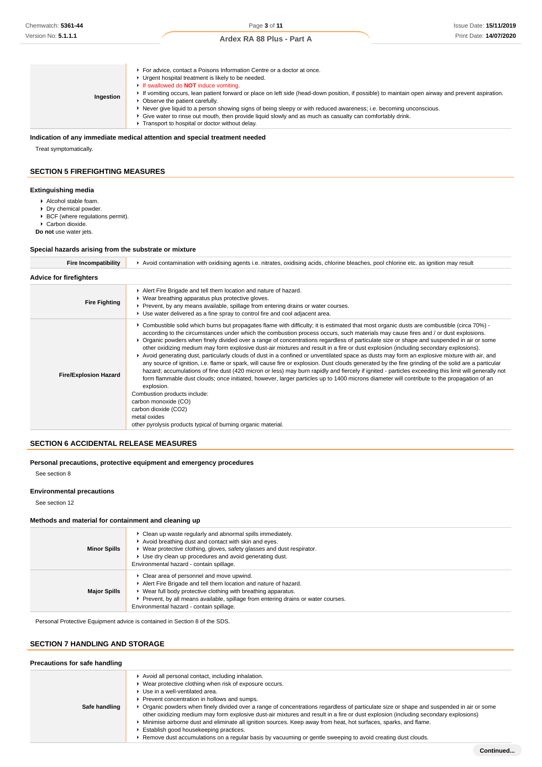| | |
|---|---|
| **Ingestion** | ▸ For advice, contact a Poisons Information Centre or a doctor at once.<br>▸ Urgent hospital treatment is likely to be needed.<br>▸ If swallowed do **NOT** induce vomiting.<br>▸ If vomiting occurs, lean patient forward or place on left side (head-down position, if possible) to maintain open airway and prevent aspiration.<br>▸ Observe the patient carefully.<br>▸ Never give liquid to a person showing signs of being sleepy or with reduced awareness; i.e. becoming unconscious.<br>▸ Give water to rinse out mouth, then provide liquid slowly and as much as casualty can comfortably drink.<br>▸ Transport to hospital or doctor without delay. |

### Indication of any immediate medical attention and special treatment needed

Treat symptomatically.

## SECTION 5 FIREFIGHTING MEASURES

### Extinguishing media

- Alcohol stable foam.
- Dry chemical powder.
- BCF (where regulations permit).
- Carbon dioxide.

**Do not** use water jets.

### Special hazards arising from the substrate or mixture

| | |
|---|---|
| **Fire Incompatibility** | ▸ Avoid contamination with oxidising agents i.e. nitrates, oxidising acids, chlorine bleaches, pool chlorine etc. as ignition may result |

### Advice for firefighters

| | |
|---|---|
| **Fire Fighting** | ▸ Alert Fire Brigade and tell them location and nature of hazard.<br>▸ Wear breathing apparatus plus protective gloves.<br>▸ Prevent, by any means available, spillage from entering drains or water courses.<br>▸ Use water delivered as a fine spray to control fire and cool adjacent area. |
| **Fire/Explosion Hazard** | ▸ Combustible solid which burns but propagates flame with difficulty; it is estimated that most organic dusts are combustible (circa 70%) - according to the circumstances under which the combustion process occurs, such materials may cause fires and / or dust explosions.<br>▸ Organic powders when finely divided over a range of concentrations regardless of particulate size or shape and suspended in air or some other oxidizing medium may form explosive dust-air mixtures and result in a fire or dust explosion (including secondary explosions).<br>▸ Avoid generating dust, particularly clouds of dust in a confined or unventilated space as dusts may form an explosive mixture with air, and any source of ignition, i.e. flame or spark, will cause fire or explosion. Dust clouds generated by the fine grinding of the solid are a particular hazard; accumulations of fine dust (420 micron or less) may burn rapidly and fiercely if ignited - particles exceeding this limit will generally not form flammable dust clouds; once initiated, however, larger particles up to 1400 microns diameter will contribute to the propagation of an explosion.<br>Combustion products include:<br>carbon monoxide (CO)<br>carbon dioxide ($CO_2$)<br>metal oxides<br>other pyrolysis products typical of burning organic material. |

## SECTION 6 ACCIDENTAL RELEASE MEASURES

### Personal precautions, protective equipment and emergency procedures

See section 8

### Environmental precautions

See section 12

### Methods and material for containment and cleaning up

| | |
|---|---|
| **Minor Spills** | ▸ Clean up waste regularly and abnormal spills immediately.<br>▸ Avoid breathing dust and contact with skin and eyes.<br>▸ Wear protective clothing, gloves, safety glasses and dust respirator.<br>▸ Use dry clean up procedures and avoid generating dust.<br>Environmental hazard - contain spillage. |
| **Major Spills** | ▸ Clear area of personnel and move upwind.<br>▸ Alert Fire Brigade and tell them location and nature of hazard.<br>▸ Wear full body protective clothing with breathing apparatus.<br>▸ Prevent, by all means available, spillage from entering drains or water courses.<br>Environmental hazard - contain spillage. |

Personal Protective Equipment advice is contained in Section 8 of the SDS.

## SECTION 7 HANDLING AND STORAGE

### Precautions for safe handling

| | |
|---|---|
| **Safe handling** | ▸ Avoid all personal contact, including inhalation.<br>▸ Wear protective clothing when risk of exposure occurs.<br>▸ Use in a well-ventilated area.<br>▸ Prevent concentration in hollows and sumps.<br>▸ Organic powders when finely divided over a range of concentrations regardless of particulate size or shape and suspended in air or some other oxidizing medium may form explosive dust-air mixtures and result in a fire or dust explosion (including secondary explosions)<br>▸ Minimise airborne dust and eliminate all ignition sources. Keep away from heat, hot surfaces, sparks, and flame.<br>▸ Establish good housekeeping practices.<br>▸ Remove dust accumulations on a regular basis by vacuuming or gentle sweeping to avoid creating dust clouds. |

Continued...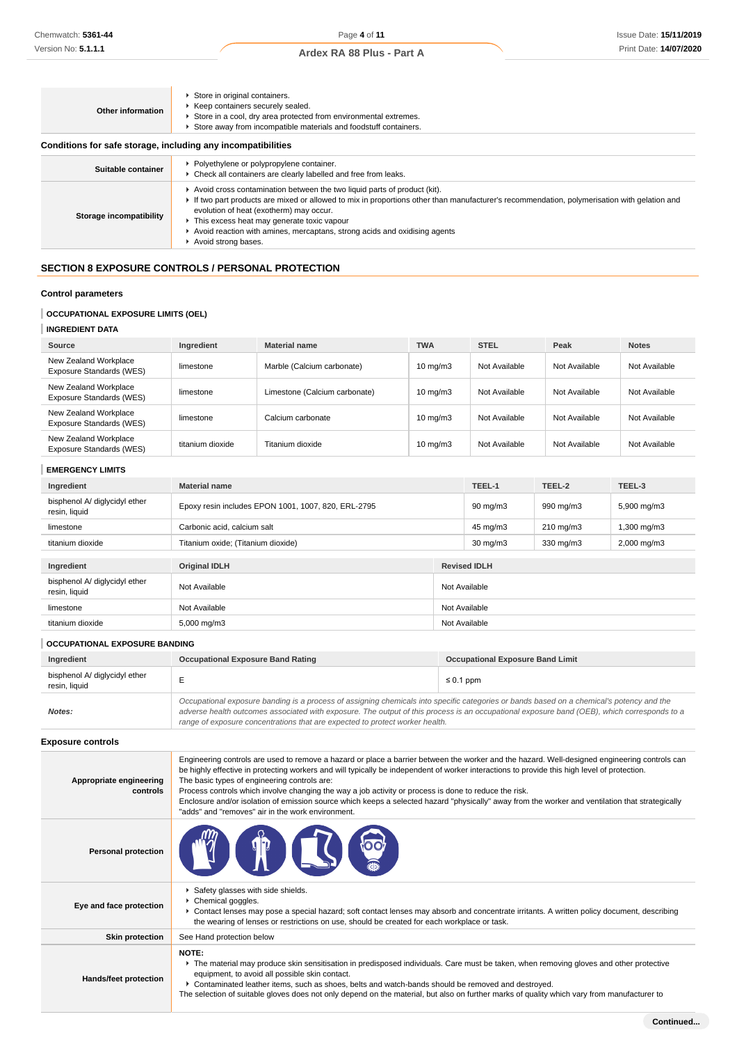| | |
|---|---|
| **Other information** | ▸ Store in original containers.<br>▸ Keep containers securely sealed.<br>▸ Store in a cool, dry area protected from environmental extremes.<br>▸ Store away from incompatible materials and foodstuff containers. |

### Conditions for safe storage, including any incompatibilities

| | |
|---|---|
| **Suitable container** | ▸ Polyethylene or polypropylene container.<br>▸ Check all containers are clearly labelled and free from leaks. |
| **Storage incompatibility** | ▸ Avoid cross contamination between the two liquid parts of product (kit).<br>▸ If two part products are mixed or allowed to mix in proportions other than manufacturer's recommendation, polymerisation with gelation and evolution of heat (exotherm) may occur.<br>▸ This excess heat may generate toxic vapour<br>▸ Avoid reaction with amines, mercaptans, strong acids and oxidising agents<br>▸ Avoid strong bases. |

## SECTION 8 EXPOSURE CONTROLS / PERSONAL PROTECTION

### Control parameters

#### OCCUPATIONAL EXPOSURE LIMITS (OEL)

#### INGREDIENT DATA

| Source | Ingredient | Material name | TWA | STEL | Peak | Notes |
|---|---|---|---|---|---|---|
| New Zealand Workplace Exposure Standards (WES) | limestone | Marble (Calcium carbonate) | 10 mg/m3 | Not Available | Not Available | Not Available |
| New Zealand Workplace Exposure Standards (WES) | limestone | Limestone (Calcium carbonate) | 10 mg/m3 | Not Available | Not Available | Not Available |
| New Zealand Workplace Exposure Standards (WES) | limestone | Calcium carbonate | 10 mg/m3 | Not Available | Not Available | Not Available |
| New Zealand Workplace Exposure Standards (WES) | titanium dioxide | Titanium dioxide | 10 mg/m3 | Not Available | Not Available | Not Available |

#### EMERGENCY LIMITS

| Ingredient | Material name | TEEL-1 | TEEL-2 | TEEL-3 |
|---|---|---|---|---|
| bisphenol A/ diglycidyl ether resin, liquid | Epoxy resin includes EPON 1001, 1007, 820, ERL-2795 | 90 mg/m3 | 990 mg/m3 | 5,900 mg/m3 |
| limestone | Carbonic acid, calcium salt | 45 mg/m3 | 210 mg/m3 | 1,300 mg/m3 |
| titanium dioxide | Titanium oxide; (Titanium dioxide) | 30 mg/m3 | 330 mg/m3 | 2,000 mg/m3 |

| Ingredient | Original IDLH | Revised IDLH |
|---|---|---|
| bisphenol A/ diglycidyl ether resin, liquid | Not Available | Not Available |
| limestone | Not Available | Not Available |
| titanium dioxide | 5,000 mg/m3 | Not Available |

#### OCCUPATIONAL EXPOSURE BANDING

| Ingredient | Occupational Exposure Band Rating | Occupational Exposure Band Limit |
|---|---|---|
| bisphenol A/ diglycidyl ether resin, liquid | E | ≤ 0.1 ppm |
| ***Notes:*** | *Occupational exposure banding is a process of assigning chemicals into specific categories or bands based on a chemical's potency and the adverse health outcomes associated with exposure. The output of this process is an occupational exposure band (OEB), which corresponds to a range of exposure concentrations that are expected to protect worker health.* | |

### Exposure controls

| | |
|---|---|
| **Appropriate engineering controls** | Engineering controls are used to remove a hazard or place a barrier between the worker and the hazard. Well-designed engineering controls can be highly effective in protecting workers and will typically be independent of worker interactions to provide this high level of protection.<br>The basic types of engineering controls are:<br>Process controls which involve changing the way a job activity or process is done to reduce the risk.<br>Enclosure and/or isolation of emission source which keeps a selected hazard "physically" away from the worker and ventilation that strategically "adds" and "removes" air in the work environment. |
| **Personal protection** | |
| **Eye and face protection** | ▸ Safety glasses with side shields.<br>▸ Chemical goggles.<br>▸ Contact lenses may pose a special hazard; soft contact lenses may absorb and concentrate irritants. A written policy document, describing the wearing of lenses or restrictions on use, should be created for each workplace or task. |
| **Skin protection** | See Hand protection below |
| **Hands/feet protection** | **NOTE:**<br>▸ The material may produce skin sensitisation in predisposed individuals. Care must be taken, when removing gloves and other protective equipment, to avoid all possible skin contact.<br>▸ Contaminated leather items, such as shoes, belts and watch-bands should be removed and destroyed.<br>The selection of suitable gloves does not only depend on the material, but also on further marks of quality which vary from manufacturer to |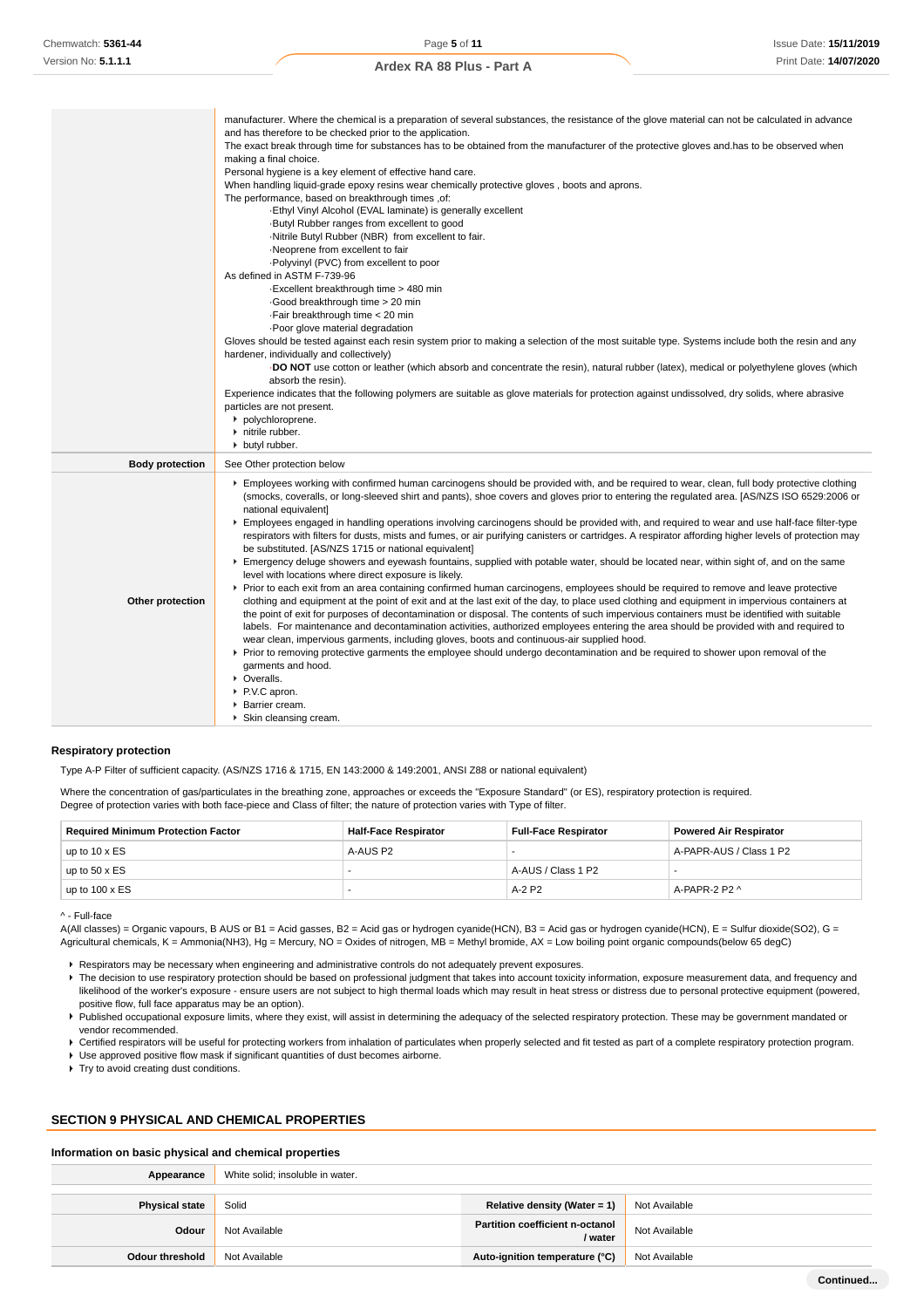| | |
|---|---|
| | manufacturer. Where the chemical is a preparation of several substances, the resistance of the glove material can not be calculated in advance and has therefore to be checked prior to the application.<br>The exact break through time for substances has to be obtained from the manufacturer of the protective gloves and.has to be observed when making a final choice.<br>Personal hygiene is a key element of effective hand care.<br>When handling liquid-grade epoxy resins wear chemically protective gloves , boots and aprons.<br>The performance, based on breakthrough times ,of:<br>·Ethyl Vinyl Alcohol (EVAL laminate) is generally excellent<br>·Butyl Rubber ranges from excellent to good<br>·Nitrile Butyl Rubber (NBR) from excellent to fair.<br>·Neoprene from excellent to fair<br>·Polyvinyl (PVC) from excellent to poor<br>As defined in ASTM F-739-96<br>·Excellent breakthrough time > 480 min<br>·Good breakthrough time > 20 min<br>·Fair breakthrough time < 20 min<br>·Poor glove material degradation<br>Gloves should be tested against each resin system prior to making a selection of the most suitable type. Systems include both the resin and any hardener, individually and collectively)<br>·**DO NOT** use cotton or leather (which absorb and concentrate the resin), natural rubber (latex), medical or polyethylene gloves (which absorb the resin).<br>Experience indicates that the following polymers are suitable as glove materials for protection against undissolved, dry solids, where abrasive particles are not present.<br>▸ polychloroprene.<br>▸ nitrile rubber.<br>▸ butyl rubber. |
| **Body protection** | See Other protection below |
| **Other protection** | ▸ Employees working with confirmed human carcinogens should be provided with, and be required to wear, clean, full body protective clothing (smocks, coveralls, or long-sleeved shirt and pants), shoe covers and gloves prior to entering the regulated area. [AS/NZS ISO 6529:2006 or national equivalent]<br>▸ Employees engaged in handling operations involving carcinogens should be provided with, and required to wear and use half-face filter-type respirators with filters for dusts, mists and fumes, or air purifying canisters or cartridges. A respirator affording higher levels of protection may be substituted. [AS/NZS 1715 or national equivalent]<br>▸ Emergency deluge showers and eyewash fountains, supplied with potable water, should be located near, within sight of, and on the same level with locations where direct exposure is likely.<br>▸ Prior to each exit from an area containing confirmed human carcinogens, employees should be required to remove and leave protective clothing and equipment at the point of exit and at the last exit of the day, to place used clothing and equipment in impervious containers at the point of exit for purposes of decontamination or disposal. The contents of such impervious containers must be identified with suitable labels. For maintenance and decontamination activities, authorized employees entering the area should be provided with and required to wear clean, impervious garments, including gloves, boots and continuous-air supplied hood.<br>▸ Prior to removing protective garments the employee should undergo decontamination and be required to shower upon removal of the garments and hood.<br>▸ Overalls.<br>▸ P.V.C apron.<br>▸ Barrier cream.<br>▸ Skin cleansing cream. |

### Respiratory protection

Type A-P Filter of sufficient capacity. (AS/NZS 1716 & 1715, EN 143:2000 & 149:2001, ANSI Z88 or national equivalent)

Where the concentration of gas/particulates in the breathing zone, approaches or exceeds the "Exposure Standard" (or ES), respiratory protection is required.
Degree of protection varies with both face-piece and Class of filter; the nature of protection varies with Type of filter.

| Required Minimum Protection Factor | Half-Face Respirator | Full-Face Respirator | Powered Air Respirator |
|---|---|---|---|
| up to 10 x ES | A-AUS P2 | - | A-PAPR-AUS / Class 1 P2 |
| up to 50 x ES | - | A-AUS / Class 1 P2 | - |
| up to 100 x ES | - | A-2 P2 | A-PAPR-2 P2 ^ |

^ - Full-face

A(All classes) = Organic vapours, B AUS or B1 = Acid gasses, B2 = Acid gas or hydrogen cyanide(HCN), B3 = Acid gas or hydrogen cyanide(HCN), E = Sulfur dioxide(SO2), G = Agricultural chemicals, K = Ammonia(NH3), Hg = Mercury, NO = Oxides of nitrogen, MB = Methyl bromide, AX = Low boiling point organic compounds(below 65 degC)

- Respirators may be necessary when engineering and administrative controls do not adequately prevent exposures.
- The decision to use respiratory protection should be based on professional judgment that takes into account toxicity information, exposure measurement data, and frequency and likelihood of the worker's exposure - ensure users are not subject to high thermal loads which may result in heat stress or distress due to personal protective equipment (powered, positive flow, full face apparatus may be an option).
- Published occupational exposure limits, where they exist, will assist in determining the adequacy of the selected respiratory protection. These may be government mandated or vendor recommended.
- Certified respirators will be useful for protecting workers from inhalation of particulates when properly selected and fit tested as part of a complete respiratory protection program.
- Use approved positive flow mask if significant quantities of dust becomes airborne.
- Try to avoid creating dust conditions.

## SECTION 9 PHYSICAL AND CHEMICAL PROPERTIES

### Information on basic physical and chemical properties

| | | | |
|---|---|---|---|
| **Appearance** | White solid; insoluble in water. | | |
| **Physical state** | Solid | **Relative density (Water = 1)** | Not Available |
| **Odour** | Not Available | **Partition coefficient n-octanol / water** | Not Available |
| **Odour threshold** | Not Available | **Auto-ignition temperature (°C)** | Not Available |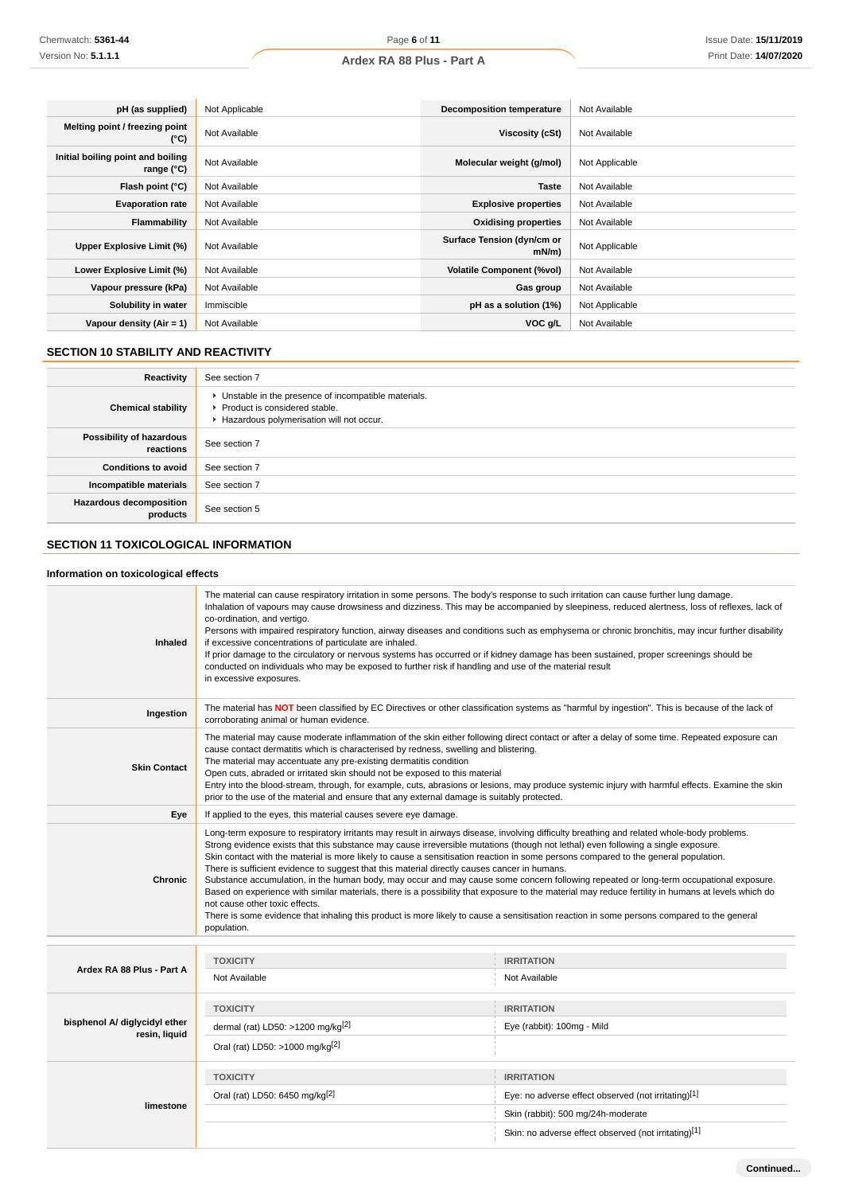| | | | |
|---|---|---|---|
| **pH (as supplied)** | Not Applicable | **Decomposition temperature** | Not Available |
| **Melting point / freezing point (°C)** | Not Available | **Viscosity (cSt)** | Not Available |
| **Initial boiling point and boiling range (°C)** | Not Available | **Molecular weight (g/mol)** | Not Applicable |
| **Flash point (°C)** | Not Available | **Taste** | Not Available |
| **Evaporation rate** | Not Available | **Explosive properties** | Not Available |
| **Flammability** | Not Available | **Oxidising properties** | Not Available |
| **Upper Explosive Limit (%)** | Not Available | **Surface Tension (dyn/cm or mN/m)** | Not Applicable |
| **Lower Explosive Limit (%)** | Not Available | **Volatile Component (%vol)** | Not Available |
| **Vapour pressure (kPa)** | Not Available | **Gas group** | Not Available |
| **Solubility in water** | Immiscible | **pH as a solution (1%)** | Not Applicable |
| **Vapour density (Air = 1)** | Not Available | **VOC g/L** | Not Available |

## SECTION 10 STABILITY AND REACTIVITY

| | |
|---|---|
| **Reactivity** | See section 7 |
| **Chemical stability** | ▸ Unstable in the presence of incompatible materials.<br>▸ Product is considered stable.<br>▸ Hazardous polymerisation will not occur. |
| **Possibility of hazardous reactions** | See section 7 |
| **Conditions to avoid** | See section 7 |
| **Incompatible materials** | See section 7 |
| **Hazardous decomposition products** | See section 5 |

## SECTION 11 TOXICOLOGICAL INFORMATION

### Information on toxicological effects

| | |
|---|---|
| **Inhaled** | The material can cause respiratory irritation in some persons. The body's response to such irritation can cause further lung damage.<br>Inhalation of vapours may cause drowsiness and dizziness. This may be accompanied by sleepiness, reduced alertness, loss of reflexes, lack of co-ordination, and vertigo.<br>Persons with impaired respiratory function, airway diseases and conditions such as emphysema or chronic bronchitis, may incur further disability if excessive concentrations of particulate are inhaled.<br>If prior damage to the circulatory or nervous systems has occurred or if kidney damage has been sustained, proper screenings should be conducted on individuals who may be exposed to further risk if handling and use of the material result in excessive exposures. |
| **Ingestion** | The material has **NOT** been classified by EC Directives or other classification systems as "harmful by ingestion". This is because of the lack of corroborating animal or human evidence. |
| **Skin Contact** | The material may cause moderate inflammation of the skin either following direct contact or after a delay of some time. Repeated exposure can cause contact dermatitis which is characterised by redness, swelling and blistering.<br>The material may accentuate any pre-existing dermatitis condition<br>Open cuts, abraded or irritated skin should not be exposed to this material<br>Entry into the blood-stream, through, for example, cuts, abrasions or lesions, may produce systemic injury with harmful effects. Examine the skin prior to the use of the material and ensure that any external damage is suitably protected. |
| **Eye** | If applied to the eyes, this material causes severe eye damage. |
| **Chronic** | Long-term exposure to respiratory irritants may result in airways disease, involving difficulty breathing and related whole-body problems.<br>Strong evidence exists that this substance may cause irreversible mutations (though not lethal) even following a single exposure.<br>Skin contact with the material is more likely to cause a sensitisation reaction in some persons compared to the general population.<br>There is sufficient evidence to suggest that this material directly causes cancer in humans.<br>Substance accumulation, in the human body, may occur and may cause some concern following repeated or long-term occupational exposure.<br>Based on experience with similar materials, there is a possibility that exposure to the material may reduce fertility in humans at levels which do not cause other toxic effects.<br>There is some evidence that inhaling this product is more likely to cause a sensitisation reaction in some persons compared to the general population. |

| | TOXICITY | IRRITATION |
|---|---|---|
| **Ardex RA 88 Plus - Part A** | Not Available | Not Available |
| **bisphenol A/ diglycidyl ether resin, liquid** | dermal (rat) LD50: >1200 mg/kg[2] | Eye (rabbit): 100mg - Mild |
| | Oral (rat) LD50: >1000 mg/kg[2] | |
| **limestone** | Oral (rat) LD50: 6450 mg/kg[2] | Eye: no adverse effect observed (not irritating)[1] |
| | | Skin (rabbit): 500 mg/24h-moderate |
| | | Skin: no adverse effect observed (not irritating)[1] |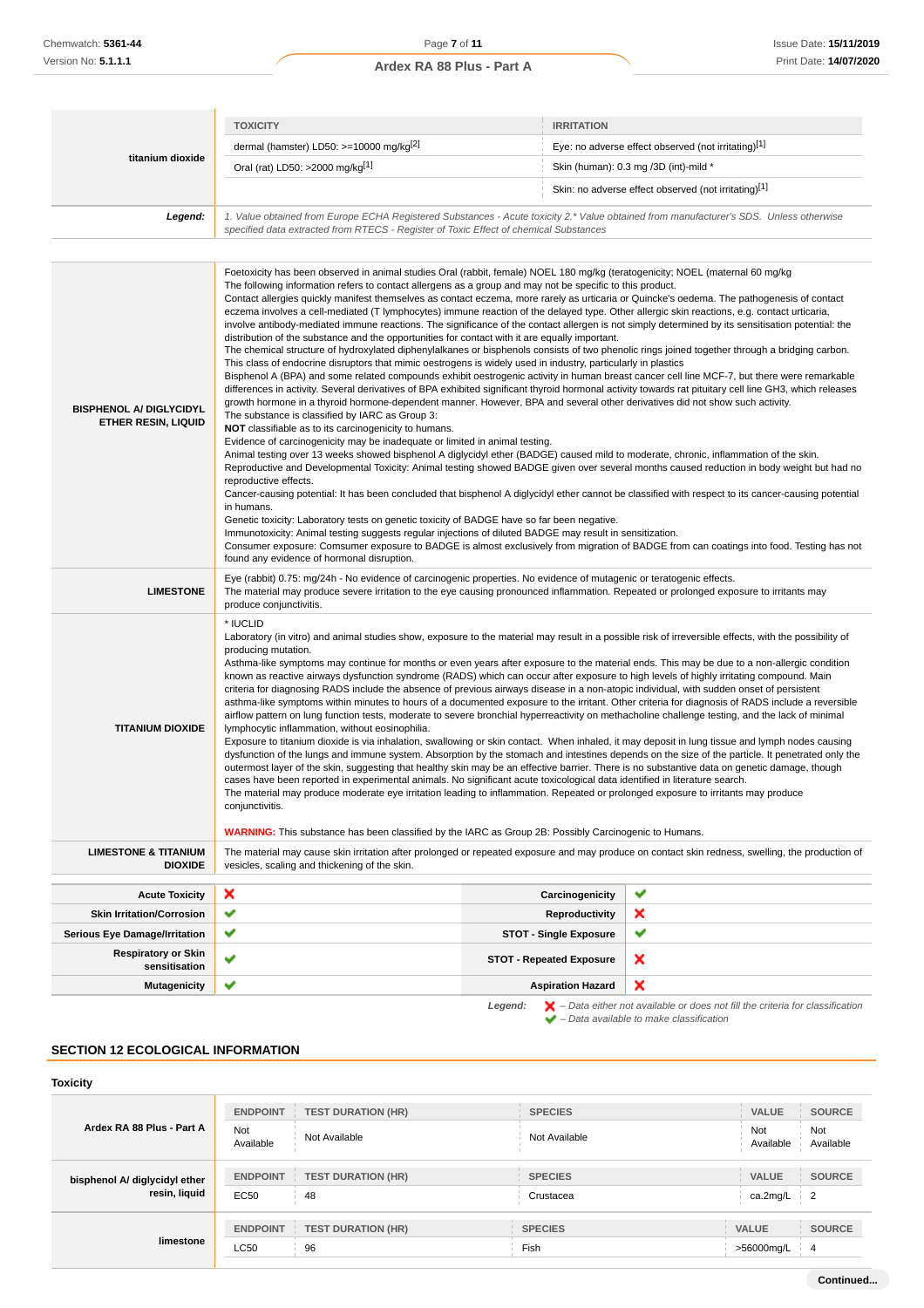| | TOXICITY | IRRITATION |
|---|---|---|
| **titanium dioxide** | dermal (hamster) LD50: >=10000 mg/kg[2] | Eye: no adverse effect observed (not irritating)[1] |
| | Oral (rat) LD50: >2000 mg/kg[1] | Skin (human): 0.3 mg /3D (int)-mild * |
| | | Skin: no adverse effect observed (not irritating)[1] |
| ***Legend:*** | *1. Value obtained from Europe ECHA Registered Substances - Acute toxicity 2.* Value obtained from manufacturer's SDS. Unless otherwise specified data extracted from RTECS - Register of Toxic Effect of chemical Substances* | |

| | |
|---|---|
| **BISPHENOL A/ DIGLYCIDYL ETHER RESIN, LIQUID** | Foetoxicity has been observed in animal studies Oral (rabbit, female) NOEL 180 mg/kg (teratogenicity; NOEL (maternal 60 mg/kg<br>The following information refers to contact allergens as a group and may not be specific to this product.<br>Contact allergies quickly manifest themselves as contact eczema, more rarely as urticaria or Quincke's oedema. The pathogenesis of contact eczema involves a cell-mediated (T lymphocytes) immune reaction of the delayed type. Other allergic skin reactions, e.g. contact urticaria, involve antibody-mediated immune reactions. The significance of the contact allergen is not simply determined by its sensitisation potential: the distribution of the substance and the opportunities for contact with it are equally important.<br>The chemical structure of hydroxylated diphenylalkanes or bisphenols consists of two phenolic rings joined together through a bridging carbon. This class of endocrine disruptors that mimic oestrogens is widely used in industry, particularly in plastics<br>Bisphenol A (BPA) and some related compounds exhibit oestrogenic activity in human breast cancer cell line MCF-7, but there were remarkable differences in activity. Several derivatives of BPA exhibited significant thyroid hormonal activity towards rat pituitary cell line GH3, which releases growth hormone in a thyroid hormone-dependent manner. However, BPA and several other derivatives did not show such activity.<br>The substance is classified by IARC as Group 3:<br>**NOT** classifiable as to its carcinogenicity to humans.<br>Evidence of carcinogenicity may be inadequate or limited in animal testing.<br>Animal testing over 13 weeks showed bisphenol A diglycidyl ether (BADGE) caused mild to moderate, chronic, inflammation of the skin.<br>Reproductive and Developmental Toxicity: Animal testing showed BADGE given over several months caused reduction in body weight but had no reproductive effects.<br>Cancer-causing potential: It has been concluded that bisphenol A diglycidyl ether cannot be classified with respect to its cancer-causing potential in humans.<br>Genetic toxicity: Laboratory tests on genetic toxicity of BADGE have so far been negative.<br>Immunotoxicity: Animal testing suggests regular injections of diluted BADGE may result in sensitization.<br>Consumer exposure: Comsumer exposure to BADGE is almost exclusively from migration of BADGE from can coatings into food. Testing has not found any evidence of hormonal disruption. |
| **LIMESTONE** | Eye (rabbit) 0.75: mg/24h - No evidence of carcinogenic properties. No evidence of mutagenic or teratogenic effects.<br>The material may produce severe irritation to the eye causing pronounced inflammation. Repeated or prolonged exposure to irritants may produce conjunctivitis. |
| **TITANIUM DIOXIDE** | * IUCLID<br>Laboratory (in vitro) and animal studies show, exposure to the material may result in a possible risk of irreversible effects, with the possibility of producing mutation.<br>Asthma-like symptoms may continue for months or even years after exposure to the material ends. This may be due to a non-allergic condition known as reactive airways dysfunction syndrome (RADS) which can occur after exposure to high levels of highly irritating compound. Main criteria for diagnosing RADS include the absence of previous airways disease in a non-atopic individual, with sudden onset of persistent asthma-like symptoms within minutes to hours of a documented exposure to the irritant. Other criteria for diagnosis of RADS include a reversible airflow pattern on lung function tests, moderate to severe bronchial hyperreactivity on methacholine challenge testing, and the lack of minimal lymphocytic inflammation, without eosinophilia.<br>Exposure to titanium dioxide is via inhalation, swallowing or skin contact. When inhaled, it may deposit in lung tissue and lymph nodes causing dysfunction of the lungs and immune system. Absorption by the stomach and intestines depends on the size of the particle. It penetrated only the outermost layer of the skin, suggesting that healthy skin may be an effective barrier. There is no substantive data on genetic damage, though cases have been reported in experimental animals. No significant acute toxicological data identified in literature search.<br>The material may produce moderate eye irritation leading to inflammation. Repeated or prolonged exposure to irritants may produce conjunctivitis.<br><br>**WARNING:** This substance has been classified by the IARC as Group 2B: Possibly Carcinogenic to Humans. |
| **LIMESTONE & TITANIUM DIOXIDE** | The material may cause skin irritation after prolonged or repeated exposure and may produce on contact skin redness, swelling, the production of vesicles, scaling and thickening of the skin. |

| | | | |
|---|---|---|---|
| **Acute Toxicity** | ✘ | **Carcinogenicity** | ✔ |
| **Skin Irritation/Corrosion** | ✔ | **Reproductivity** | ✘ |
| **Serious Eye Damage/Irritation** | ✔ | **STOT - Single Exposure** | ✔ |
| **Respiratory or Skin sensitisation** | ✔ | **STOT - Repeated Exposure** | ✘ |
| **Mutagenicity** | ✔ | **Aspiration Hazard** | ✘ |

***Legend:*** ✘ *– Data either not available or does not fill the criteria for classification*
✔ *– Data available to make classification*

## SECTION 12 ECOLOGICAL INFORMATION

### Toxicity

| | ENDPOINT | TEST DURATION (HR) | SPECIES | VALUE | SOURCE |
|---|---|---|---|---|---|
| **Ardex RA 88 Plus - Part A** | Not Available | Not Available | Not Available | Not Available | Not Available |
| **bisphenol A/ diglycidyl ether resin, liquid** | EC50 | 48 | Crustacea | ca.2mg/L | 2 |
| **limestone** | LC50 | 96 | Fish | >56000mg/L | 4 |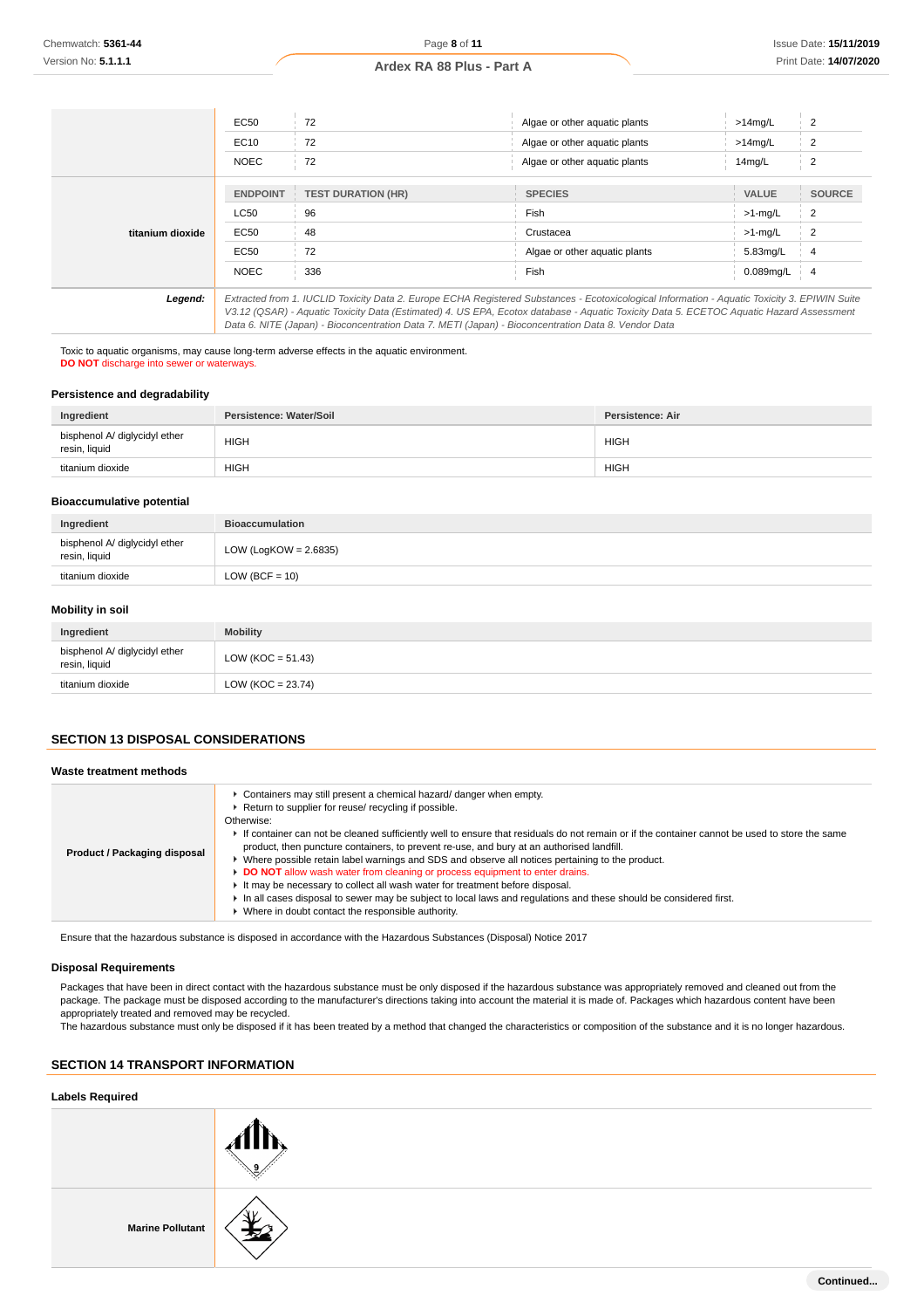| | ENDPOINT | TEST DURATION (HR) | SPECIES | VALUE | SOURCE |
|---|---|---|---|---|---|
| | EC50 | 72 | Algae or other aquatic plants | >14mg/L | 2 |
| | EC10 | 72 | Algae or other aquatic plants | >14mg/L | 2 |
| | NOEC | 72 | Algae or other aquatic plants | 14mg/L | 2 |

| | ENDPOINT | TEST DURATION (HR) | SPECIES | VALUE | SOURCE |
|---|---|---|---|---|---|
| **titanium dioxide** | LC50 | 96 | Fish | >1-mg/L | 2 |
| | EC50 | 48 | Crustacea | >1-mg/L | 2 |
| | EC50 | 72 | Algae or other aquatic plants | 5.83mg/L | 4 |
| | NOEC | 336 | Fish | 0.089mg/L | 4 |

***Legend:*** *Extracted from 1. IUCLID Toxicity Data 2. Europe ECHA Registered Substances - Ecotoxicological Information - Aquatic Toxicity 3. EPIWIN Suite V3.12 (QSAR) - Aquatic Toxicity Data (Estimated) 4. US EPA, Ecotox database - Aquatic Toxicity Data 5. ECETOC Aquatic Hazard Assessment Data 6. NITE (Japan) - Bioconcentration Data 7. METI (Japan) - Bioconcentration Data 8. Vendor Data*

Toxic to aquatic organisms, may cause long-term adverse effects in the aquatic environment.
**DO NOT** discharge into sewer or waterways.

### Persistence and degradability

| Ingredient | Persistence: Water/Soil | Persistence: Air |
|---|---|---|
| bisphenol A/ diglycidyl ether resin, liquid | HIGH | HIGH |
| titanium dioxide | HIGH | HIGH |

### Bioaccumulative potential

| Ingredient | Bioaccumulation |
|---|---|
| bisphenol A/ diglycidyl ether resin, liquid | LOW (LogKOW = 2.6835) |
| titanium dioxide | LOW (BCF = 10) |

### Mobility in soil

| Ingredient | Mobility |
|---|---|
| bisphenol A/ diglycidyl ether resin, liquid | LOW (KOC = 51.43) |
| titanium dioxide | LOW (KOC = 23.74) |

## SECTION 13 DISPOSAL CONSIDERATIONS

### Waste treatment methods

**Product / Packaging disposal**

- Containers may still present a chemical hazard/ danger when empty.
- Return to supplier for reuse/ recycling if possible.

Otherwise:

- If container can not be cleaned sufficiently well to ensure that residuals do not remain or if the container cannot be used to store the same product, then puncture containers, to prevent re-use, and bury at an authorised landfill.
- Where possible retain label warnings and SDS and observe all notices pertaining to the product.
- **DO NOT** allow wash water from cleaning or process equipment to enter drains.
- It may be necessary to collect all wash water for treatment before disposal.
- In all cases disposal to sewer may be subject to local laws and regulations and these should be considered first.
- Where in doubt contact the responsible authority.

Ensure that the hazardous substance is disposed in accordance with the Hazardous Substances (Disposal) Notice 2017

### Disposal Requirements

Packages that have been in direct contact with the hazardous substance must be only disposed if the hazardous substance was appropriately removed and cleaned out from the package. The package must be disposed according to the manufacturer's directions taking into account the material it is made of. Packages which hazardous content have been appropriately treated and removed may be recycled.
The hazardous substance must only be disposed if it has been treated by a method that changed the characteristics or composition of the substance and it is no longer hazardous.

## SECTION 14 TRANSPORT INFORMATION

### Labels Required

**Marine Pollutant**

Continued...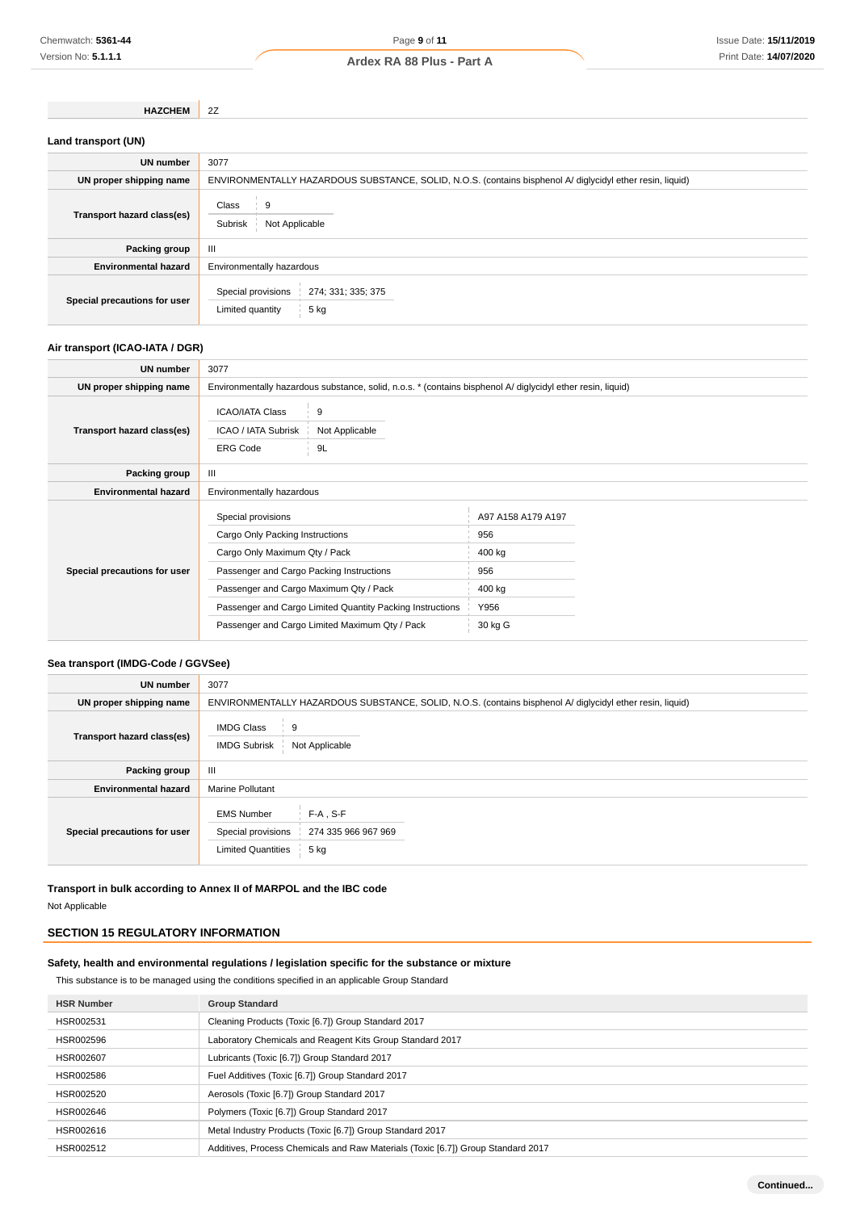| | |
|---|---|
| **HAZCHEM** | 2Z |

### Land transport (UN)

| | |
|---|---|
| **UN number** | 3077 |
| **UN proper shipping name** | ENVIRONMENTALLY HAZARDOUS SUBSTANCE, SOLID, N.O.S. (contains bisphenol A/ diglycidyl ether resin, liquid) |
| **Transport hazard class(es)** | Class: 9<br>Subrisk: Not Applicable |
| **Packing group** | III |
| **Environmental hazard** | Environmentally hazardous |
| **Special precautions for user** | Special provisions: 274; 331; 335; 375<br>Limited quantity: 5 kg |

### Air transport (ICAO-IATA / DGR)

| | |
|---|---|
| **UN number** | 3077 |
| **UN proper shipping name** | Environmentally hazardous substance, solid, n.o.s. * (contains bisphenol A/ diglycidyl ether resin, liquid) |
| **Transport hazard class(es)** | ICAO/IATA Class: 9<br>ICAO / IATA Subrisk: Not Applicable<br>ERG Code: 9L |
| **Packing group** | III |
| **Environmental hazard** | Environmentally hazardous |
| **Special precautions for user** | Special provisions: A97 A158 A179 A197<br>Cargo Only Packing Instructions: 956<br>Cargo Only Maximum Qty / Pack: 400 kg<br>Passenger and Cargo Packing Instructions: 956<br>Passenger and Cargo Maximum Qty / Pack: 400 kg<br>Passenger and Cargo Limited Quantity Packing Instructions: Y956<br>Passenger and Cargo Limited Maximum Qty / Pack: 30 kg G |

### Sea transport (IMDG-Code / GGVSee)

| | |
|---|---|
| **UN number** | 3077 |
| **UN proper shipping name** | ENVIRONMENTALLY HAZARDOUS SUBSTANCE, SOLID, N.O.S. (contains bisphenol A/ diglycidyl ether resin, liquid) |
| **Transport hazard class(es)** | IMDG Class: 9<br>IMDG Subrisk: Not Applicable |
| **Packing group** | III |
| **Environmental hazard** | Marine Pollutant |
| **Special precautions for user** | EMS Number: F-A , S-F<br>Special provisions: 274 335 966 967 969<br>Limited Quantities: 5 kg |

### Transport in bulk according to Annex II of MARPOL and the IBC code

Not Applicable

## SECTION 15 REGULATORY INFORMATION

### Safety, health and environmental regulations / legislation specific for the substance or mixture

This substance is to be managed using the conditions specified in an applicable Group Standard

| HSR Number | Group Standard |
|---|---|
| HSR002531 | Cleaning Products (Toxic [6.7]) Group Standard 2017 |
| HSR002596 | Laboratory Chemicals and Reagent Kits Group Standard 2017 |
| HSR002607 | Lubricants (Toxic [6.7]) Group Standard 2017 |
| HSR002586 | Fuel Additives (Toxic [6.7]) Group Standard 2017 |
| HSR002520 | Aerosols (Toxic [6.7]) Group Standard 2017 |
| HSR002646 | Polymers (Toxic [6.7]) Group Standard 2017 |
| HSR002616 | Metal Industry Products (Toxic [6.7]) Group Standard 2017 |
| HSR002512 | Additives, Process Chemicals and Raw Materials (Toxic [6.7]) Group Standard 2017 |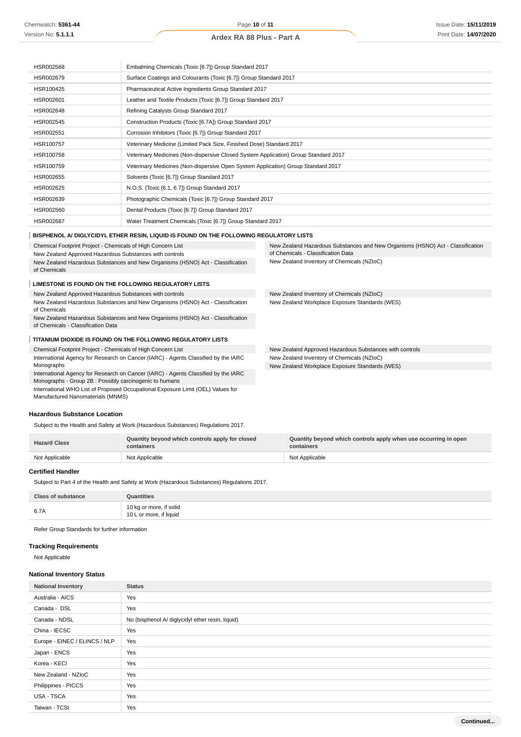| | |
|---|---|
| HSR002568 | Embalming Chemicals (Toxic [6.7]) Group Standard 2017 |
| HSR002679 | Surface Coatings and Colourants (Toxic [6.7]) Group Standard 2017 |
| HSR100425 | Pharmaceutical Active Ingredients Group Standard 2017 |
| HSR002601 | Leather and Textile Products (Toxic [6.7]) Group Standard 2017 |
| HSR002648 | Refining Catalysts Group Standard 2017 |
| HSR002545 | Construction Products (Toxic [6.7A]) Group Standard 2017 |
| HSR002551 | Corrosion Inhibitors (Toxic [6.7]) Group Standard 2017 |
| HSR100757 | Veterinary Medicine (Limited Pack Size, Finished Dose) Standard 2017 |
| HSR100758 | Veterinary Medicines (Non-dispersive Closed System Application) Group Standard 2017 |
| HSR100759 | Veterinary Medicines (Non-dispersive Open System Application) Group Standard 2017 |
| HSR002655 | Solvents (Toxic [6.7]) Group Standard 2017 |
| HSR002625 | N.O.S. (Toxic [6.1, 6.7]) Group Standard 2017 |
| HSR002639 | Photographic Chemicals (Toxic [6.7]) Group Standard 2017 |
| HSR002560 | Dental Products (Toxic [6.7]) Group Standard 2017 |
| HSR002687 | Water Treatment Chemicals (Toxic [6.7]) Group Standard 2017 |

**BISPHENOL A/ DIGLYCIDYL ETHER RESIN, LIQUID IS FOUND ON THE FOLLOWING REGULATORY LISTS**

Chemical Footprint Project - Chemicals of High Concern List
New Zealand Approved Hazardous Substances with controls
New Zealand Hazardous Substances and New Organisms (HSNO) Act - Classification of Chemicals
New Zealand Hazardous Substances and New Organisms (HSNO) Act - Classification of Chemicals - Classification Data
New Zealand Inventory of Chemicals (NZIoC)

**LIMESTONE IS FOUND ON THE FOLLOWING REGULATORY LISTS**

New Zealand Approved Hazardous Substances with controls
New Zealand Hazardous Substances and New Organisms (HSNO) Act - Classification of Chemicals
New Zealand Hazardous Substances and New Organisms (HSNO) Act - Classification of Chemicals - Classification Data
New Zealand Inventory of Chemicals (NZIoC)
New Zealand Workplace Exposure Standards (WES)

**TITANIUM DIOXIDE IS FOUND ON THE FOLLOWING REGULATORY LISTS**

Chemical Footprint Project - Chemicals of High Concern List
International Agency for Research on Cancer (IARC) - Agents Classified by the IARC Monographs
International Agency for Research on Cancer (IARC) - Agents Classified by the IARC Monographs - Group 2B : Possibly carcinogenic to humans
International WHO List of Proposed Occupational Exposure Limit (OEL) Values for Manufactured Nanomaterials (MNMS)
New Zealand Approved Hazardous Substances with controls
New Zealand Inventory of Chemicals (NZIoC)
New Zealand Workplace Exposure Standards (WES)

### Hazardous Substance Location

Subject to the Health and Safety at Work (Hazardous Substances) Regulations 2017.

| Hazard Class | Quantity beyond which controls apply for closed containers | Quantity beyond which controls apply when use occurring in open containers |
|---|---|---|
| Not Applicable | Not Applicable | Not Applicable |

### Certified Handler

Subject to Part 4 of the Health and Safety at Work (Hazardous Substances) Regulations 2017.

| Class of substance | Quantities |
|---|---|
| 6.7A | 10 kg or more, if solid<br>10 L or more, if liquid |

Refer Group Standards for further information

### Tracking Requirements

Not Applicable

### National Inventory Status

| National Inventory | Status |
|---|---|
| Australia - AICS | Yes |
| Canada - DSL | Yes |
| Canada - NDSL | No (bisphenol A/ diglycidyl ether resin, liquid) |
| China - IECSC | Yes |
| Europe - EINEC / ELINCS / NLP | Yes |
| Japan - ENCS | Yes |
| Korea - KECI | Yes |
| New Zealand - NZIoC | Yes |
| Philippines - PICCS | Yes |
| USA - TSCA | Yes |
| Taiwan - TCSI | Yes |

Continued...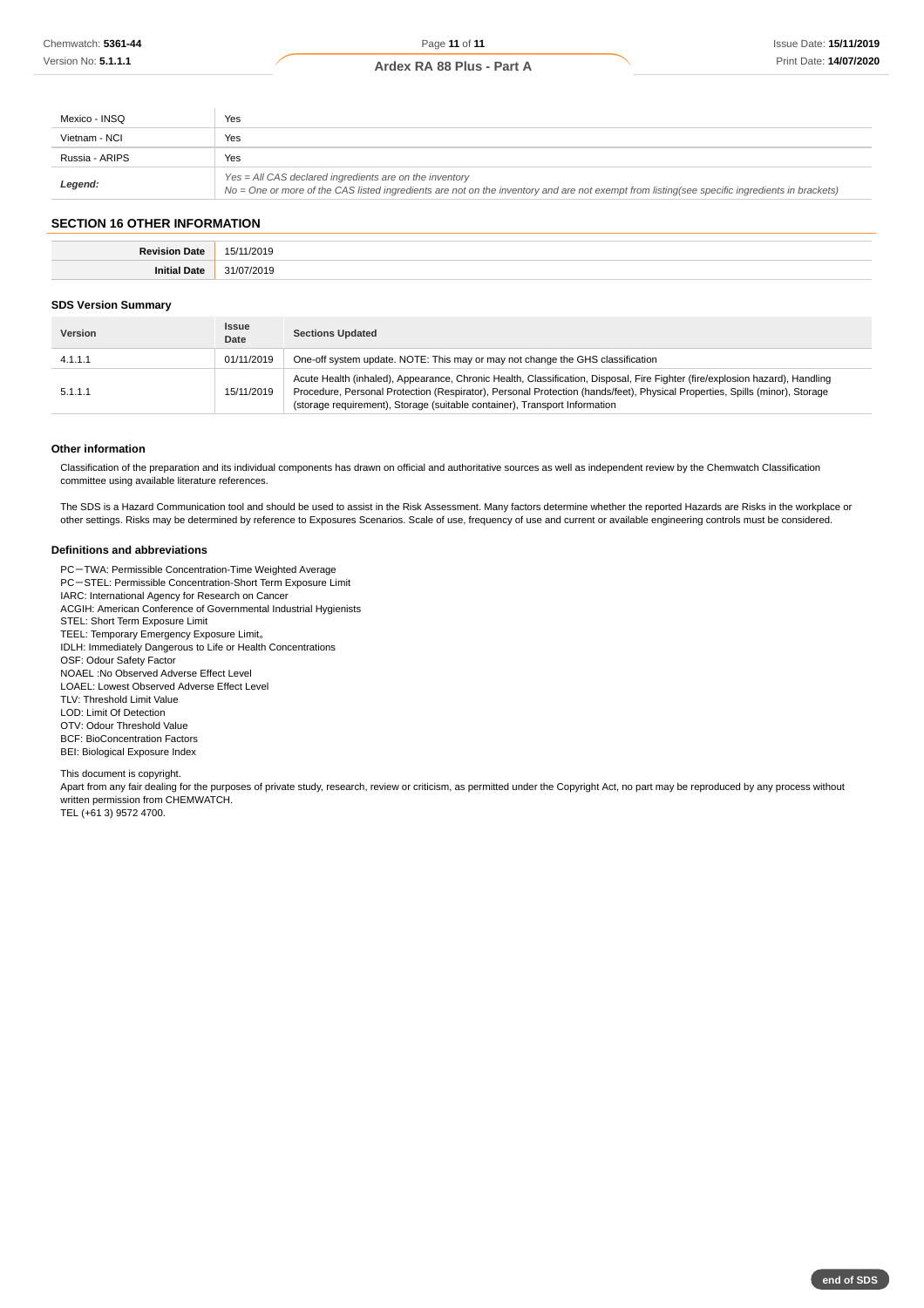| | |
|---|---|
| Mexico - INSQ | Yes |
| Vietnam - NCI | Yes |
| Russia - ARIPS | Yes |
| ***Legend:*** | *Yes = All CAS declared ingredients are on the inventory*<br>*No = One or more of the CAS listed ingredients are not on the inventory and are not exempt from listing(see specific ingredients in brackets)* |

## SECTION 16 OTHER INFORMATION

| | |
|---|---|
| **Revision Date** | 15/11/2019 |
| **Initial Date** | 31/07/2019 |

### SDS Version Summary

| Version | Issue Date | Sections Updated |
|---|---|---|
| 4.1.1.1 | 01/11/2019 | One-off system update. NOTE: This may or may not change the GHS classification |
| 5.1.1.1 | 15/11/2019 | Acute Health (inhaled), Appearance, Chronic Health, Classification, Disposal, Fire Fighter (fire/explosion hazard), Handling Procedure, Personal Protection (Respirator), Personal Protection (hands/feet), Physical Properties, Spills (minor), Storage (storage requirement), Storage (suitable container), Transport Information |

### Other information

Classification of the preparation and its individual components has drawn on official and authoritative sources as well as independent review by the Chemwatch Classification committee using available literature references.

The SDS is a Hazard Communication tool and should be used to assist in the Risk Assessment. Many factors determine whether the reported Hazards are Risks in the workplace or other settings. Risks may be determined by reference to Exposures Scenarios. Scale of use, frequency of use and current or available engineering controls must be considered.

### Definitions and abbreviations

PC－TWA: Permissible Concentration-Time Weighted Average
PC－STEL: Permissible Concentration-Short Term Exposure Limit
IARC: International Agency for Research on Cancer
ACGIH: American Conference of Governmental Industrial Hygienists
STEL: Short Term Exposure Limit
TEEL: Temporary Emergency Exposure Limit。
IDLH: Immediately Dangerous to Life or Health Concentrations
OSF: Odour Safety Factor
NOAEL :No Observed Adverse Effect Level
LOAEL: Lowest Observed Adverse Effect Level
TLV: Threshold Limit Value
LOD: Limit Of Detection
OTV: Odour Threshold Value
BCF: BioConcentration Factors
BEI: Biological Exposure Index

This document is copyright.
Apart from any fair dealing for the purposes of private study, research, review or criticism, as permitted under the Copyright Act, no part may be reproduced by any process without written permission from CHEMWATCH.
TEL (+61 3) 9572 4700.

end of SDS